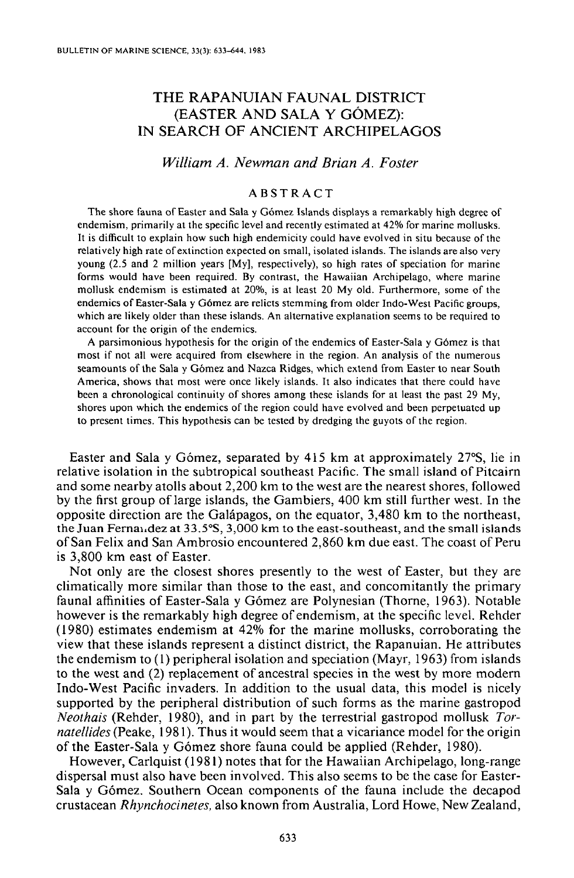# THE RAPANUIAN FAUNAL DISTRICT (EASTER AND SALA Y GÓMEZ): IN SEARCH OF ANCIENT ARCHIPELAGOS

*William A. Newman and Brian A. Foster*

## ABSTRACT

The shore fauna of Easter and Sala y Gómez Islands displays a remarkably high degree of endemism, primarily at the specific level and recently estimated at 42% for marine mollusks. It is difficult to explain how such high endemicity could have evolved in situ because of the relatively high rate of extinction expected on small, isolated islands. The islands are also very young (2.5 and 2 million years [My], respectively), so high rates of speciation for marine forms would have been required. By contrast, the Hawaiian Archipelago, where marine mollusk endemism is estimated at 20%, is at least 20 My old. Furthermore, some of the endemics of Easter-Sala y Gómez are relicts stemming from older Indo-West Pacific groups, which are likely older than these islands. An alternative explanation seems to be required to account for the origin of the endemics.

A parsimonious hypothesis for the origin of the endemics of Easter-Sala y Gómez is that most if not all were acquired from elsewhere in the region. An analysis of the numerous seamounts of the Sala y Gómez and Nazca Ridges, which extend from Easter to near South America, shows that most were once likely islands. It also indicates that there could have been a chronological continuity of shores among these islands for at least the past 29 My, shores upon which the endemics of the region could have evolved and been perpetuated up to present times. This hypothesis can be tested by dredging the guyots of the region.

Easter and Sala y Gómez, separated by 415 km at approximately 27°S, lie in relative isolation in the subtropical southeast Pacific. The small island of Pitcairn and some nearby atolls about 2,200 km to the west are the nearest shores, followed by the first group of large islands, the Gambiers, 400 km still further west. In the opposite direction are the Galápagos, on the equator, 3,480 km to the northeast, the Juan Fernandez at 33.5°S, 3,000 km to the east-southeast, and the small islands of San Felix and San Ambrosio encountered 2,860 km due east. The coast of Peru is 3,800 km east of Easter.

Not only are the closest shores presently to the west of Easter, but they are climatically more similar than those to the east, and concomitantly the primary faunal affinities of Easter-Sala y Gómez are Polynesian (Thorne, 1963). Notable however is the remarkably high degree of endemism, at the specific level. Rehder (1980) estimates endemism at 42% for the marine mollusks, corroborating the view that these islands represent a distinct district, the Rapanuian. He attributes the endemism to (1) peripheral isolation and speciation (Mayr, 1963) from islands to the west and (2) replacement of ancestral species in the west by more modern Indo-West Pacific invaders. In addition to the usual data, this model is nicely supported by the peripheral distribution of such forms as the marine gastropod *Neothais* (Rehder, 1980), and in part by the terrestrial gastropod mollusk *Tornatellides* (Peake, 1981). Thus it would seem that a vicariance model for the origin of the Easter-Sala y Gómez shore fauna could be applied (Rehder, 1980).

However, Carlquist (1981) notes that for the Hawaiian Archipelago, long-range dispersal must also have been involved. This also seems to be the case for Easter-Sala y Gómez. Southern Ocean components of the fauna include the decapod crustacean *Rhynchocinetes*, also known from Australia, Lord Howe, New Zealand,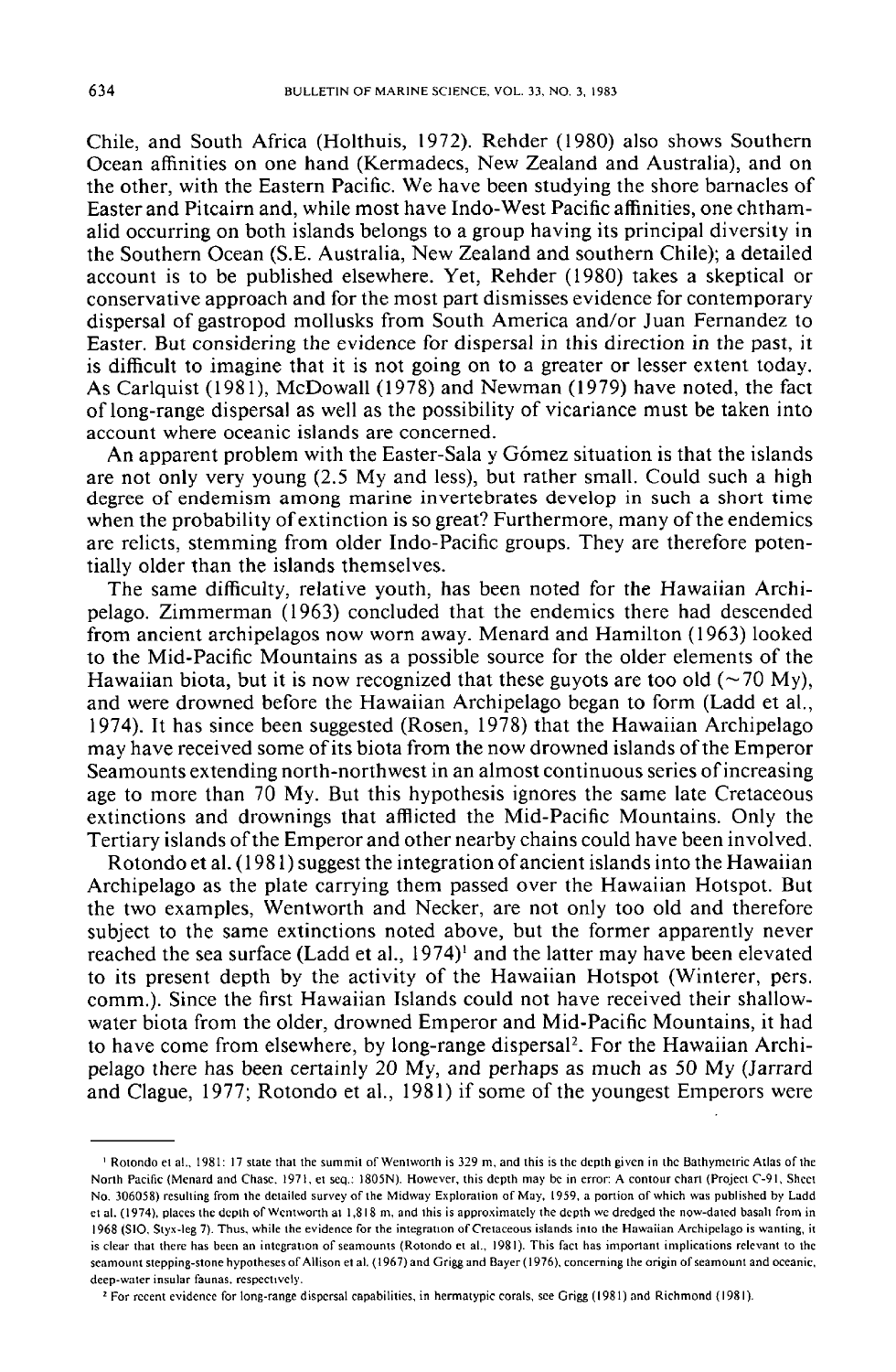Chile, and South Africa (Holthuis, 1972). Rehder (1980) also shows Southern Ocean affinities on one hand (Kermadecs, New Zealand and Australia), and on the other, with the Eastern Pacific. We have been studying the shore barnacles of Easter and Pitcairn and, while most have Indo-West Pacific affinities, one chthamalid occurring on both islands belongs to a group having its principal diversity in the Southern Ocean (S.E. Australia, New Zealand and southern Chile); a detailed account is to be published elsewhere. Yet, Rehder (1980) takes a skeptical or conservative approach and for the most part dismisses evidence for contemporary dispersal of gastropod mollusks from South America and/or Juan Fernandez to Easter. But considering the evidence for dispersal in this direction in the past, it is difficult to imagine that it is not going on to a greater or lesser extent today. As Carlquist (1981), McDowall (1978) and Newman (1979) have noted, the fact of long-range dispersal as well as the possibility of vicariance must be taken into account where oceanic islands are concerned.

An apparent problem with the Easter-Sala y Gómez situation is that the islands are not only very young (2.5 My and less), but rather small. Could such a high degree of endemism among marine invertebrates develop in such a short time when the probability of extinction is so great? Furthermore, many of the endemics are relicts, stemming from older Indo-Pacific groups. They are therefore potentially older than the islands themselves.

The same difficulty, relative youth, has been noted for the Hawaiian Archipelago. Zimmerman (1963) concluded that the endemics there had descended from ancient archipelagos now worn away. Menard and Hamilton (1963) looked to the Mid-Pacific Mountains as a possible source for the older elements of the Hawaiian biota, but it is now recognized that these guyots are too old (~70 My), and were drowned before the Hawaiian Archipelago began to form (Ladd et al., 1974). It has since been suggested (Rosen, 1978) that the Hawaiian Archipelago may have received some of its biota from the now drowned islands of the Emperor Seamounts extending north-northwest in an almost continuous series of increasing age to more than 70 My. But this hypothesis ignores the same late Cretaceous extinctions and drownings that afflicted the Mid-Pacific Mountains. Only the Tertiary islands of the Emperor and other nearby chains could have been involved.

Rotondo et al. (1981) suggest the integration of ancient islands into the Hawaiian Archipelago as the plate carrying them passed over the Hawaiian Hotspot. But the two examples, Wentworth and Necker, are not only too old and therefore subject to the same extinctions noted above, but the former apparently never reached the sea surface (Ladd et al., 1974)[1] and the latter may have been elevated to its present depth by the activity of the Hawaiian Hotspot (Winterer, pers. comm.). Since the first Hawaiian Islands could not have received their shallow-water biota from the older, drowned Emperor and Mid-Pacific Mountains, it had to have come from elsewhere, by long-range dispersal[2]. For the Hawaiian Archipelago there has been certainly 20 My, and perhaps as much as 50 My (Jarrard and Clague, 1977; Rotondo et al., 1981) if some of the youngest Emperors were

---

[1] Rotondo et al., 1981: 17 state that the summit of Wentworth is 329 m, and this is the depth given in the Bathymetric Atlas of the North Pacific (Menard and Chase, 1971, et seq.: 1805N). However, this depth may be in error: A contour chart (Project C-91, Sheet No. 306058) resulting from the detailed survey of the Midway Exploration of May, 1959, a portion of which was published by Ladd et al. (1974), places the depth of Wentworth at 1,818 m, and this is approximately the depth we dredged the now-dated basalt from in 1968 (SIO, Styx-leg 7). Thus, while the evidence for the integration of Cretaceous islands into the Hawaiian Archipelago is wanting, it is clear that there has been an integration of seamounts (Rotondo et al., 1981). This fact has important implications relevant to the seamount stepping-stone hypotheses of Allison et al. (1967) and Grigg and Bayer (1976), concerning the origin of seamount and oceanic, deep-water insular faunas, respectively.

[2] For recent evidence for long-range dispersal capabilities, in hermatypic corals, see Grigg (1981) and Richmond (1981).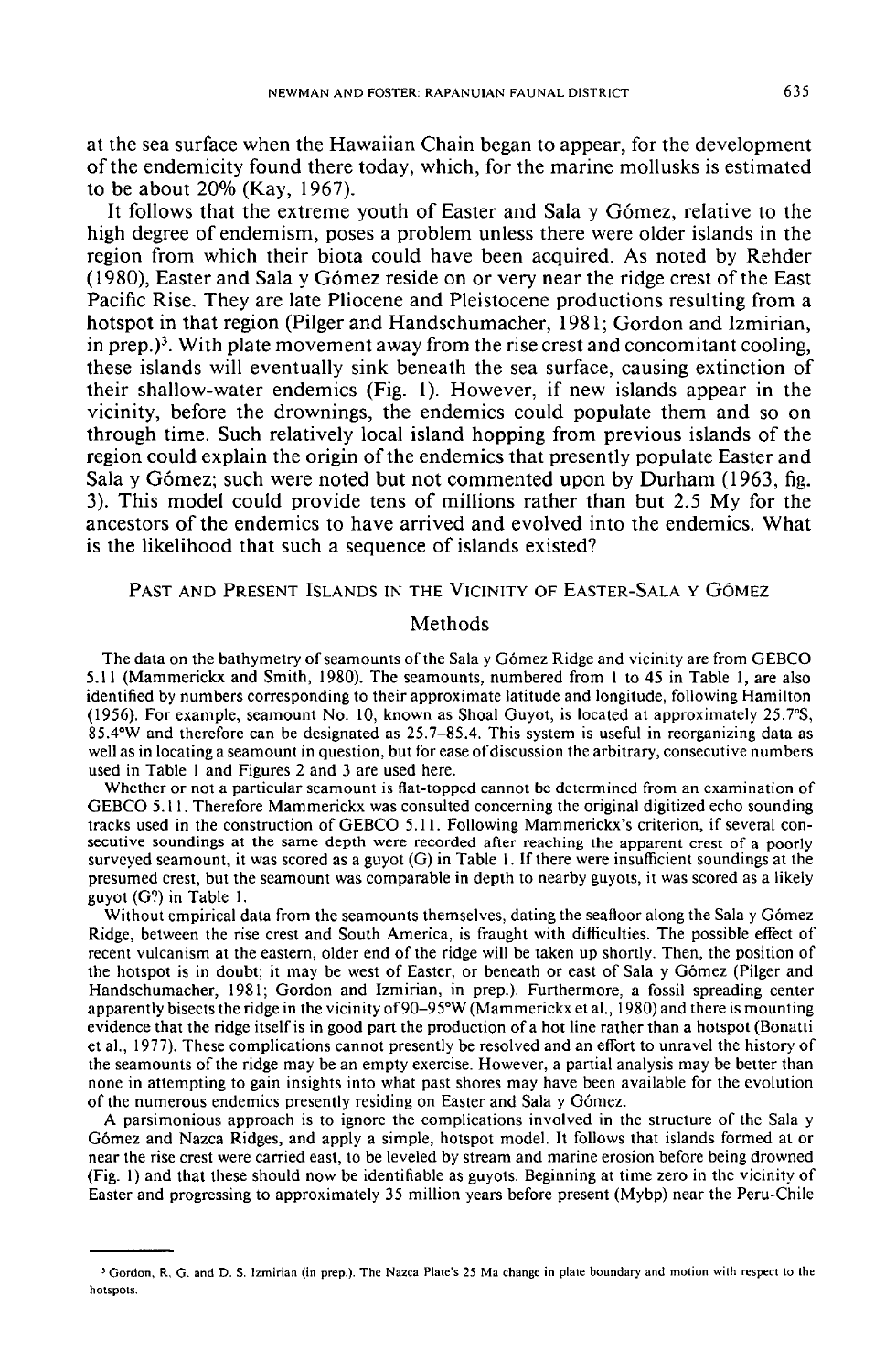at the sea surface when the Hawaiian Chain began to appear, for the development of the endemicity found there today, which, for the marine mollusks is estimated to be about 20% (Kay, 1967).

It follows that the extreme youth of Easter and Sala y Gómez, relative to the high degree of endemism, poses a problem unless there were older islands in the region from which their biota could have been acquired. As noted by Rehder (1980), Easter and Sala y Gómez reside on or very near the ridge crest of the East Pacific Rise. They are late Pliocene and Pleistocene productions resulting from a hotspot in that region (Pilger and Handschumacher, 1981; Gordon and Izmirian, in prep.)[3]. With plate movement away from the rise crest and concomitant cooling, these islands will eventually sink beneath the sea surface, causing extinction of their shallow-water endemics (Fig. 1). However, if new islands appear in the vicinity, before the drownings, the endemics could populate them and so on through time. Such relatively local island hopping from previous islands of the region could explain the origin of the endemics that presently populate Easter and Sala y Gómez; such were noted but not commented upon by Durham (1963, fig. 3). This model could provide tens of millions rather than but 2.5 My for the ancestors of the endemics to have arrived and evolved into the endemics. What is the likelihood that such a sequence of islands existed?

## Past and Present Islands in the Vicinity of Easter-Sala y Gómez

### Methods

The data on the bathymetry of seamounts of the Sala y Gómez Ridge and vicinity are from GEBCO 5.11 (Mammerickx and Smith, 1980). The seamounts, numbered from 1 to 45 in Table 1, are also identified by numbers corresponding to their approximate latitude and longitude, following Hamilton (1956). For example, seamount No. 10, known as Shoal Guyot, is located at approximately 25.7°S, 85.4°W and therefore can be designated as 25.7–85.4. This system is useful in reorganizing data as well as in locating a seamount in question, but for ease of discussion the arbitrary, consecutive numbers used in Table 1 and Figures 2 and 3 are used here.

Whether or not a particular seamount is flat-topped cannot be determined from an examination of GEBCO 5.11. Therefore Mammerickx was consulted concerning the original digitized echo sounding tracks used in the construction of GEBCO 5.11. Following Mammerickx's criterion, if several consecutive soundings at the same depth were recorded after reaching the apparent crest of a poorly surveyed seamount, it was scored as a guyot (G) in Table 1. If there were insufficient soundings at the presumed crest, but the seamount was comparable in depth to nearby guyots, it was scored as a likely guyot (G?) in Table 1.

Without empirical data from the seamounts themselves, dating the seafloor along the Sala y Gómez Ridge, between the rise crest and South America, is fraught with difficulties. The possible effect of recent vulcanism at the eastern, older end of the ridge will be taken up shortly. Then, the position of the hotspot is in doubt; it may be west of Easter, or beneath or east of Sala y Gómez (Pilger and Handschumacher, 1981; Gordon and Izmirian, in prep.). Furthermore, a fossil spreading center apparently bisects the ridge in the vicinity of 90–95°W (Mammerickx et al., 1980) and there is mounting evidence that the ridge itself is in good part the production of a hot line rather than a hotspot (Bonatti et al., 1977). These complications cannot presently be resolved and an effort to unravel the history of the seamounts of the ridge may be an empty exercise. However, a partial analysis may be better than none in attempting to gain insights into what past shores may have been available for the evolution of the numerous endemics presently residing on Easter and Sala y Gómez.

A parsimonious approach is to ignore the complications involved in the structure of the Sala y Gómez and Nazca Ridges, and apply a simple, hotspot model. It follows that islands formed at or near the rise crest were carried east, to be leveled by stream and marine erosion before being drowned (Fig. 1) and that these should now be identifiable as guyots. Beginning at time zero in the vicinity of Easter and progressing to approximately 35 million years before present (Mybp) near the Peru-Chile

---

[3] Gordon, R. G. and D. S. Izmirian (in prep.). The Nazca Plate's 25 Ma change in plate boundary and motion with respect to the hotspots.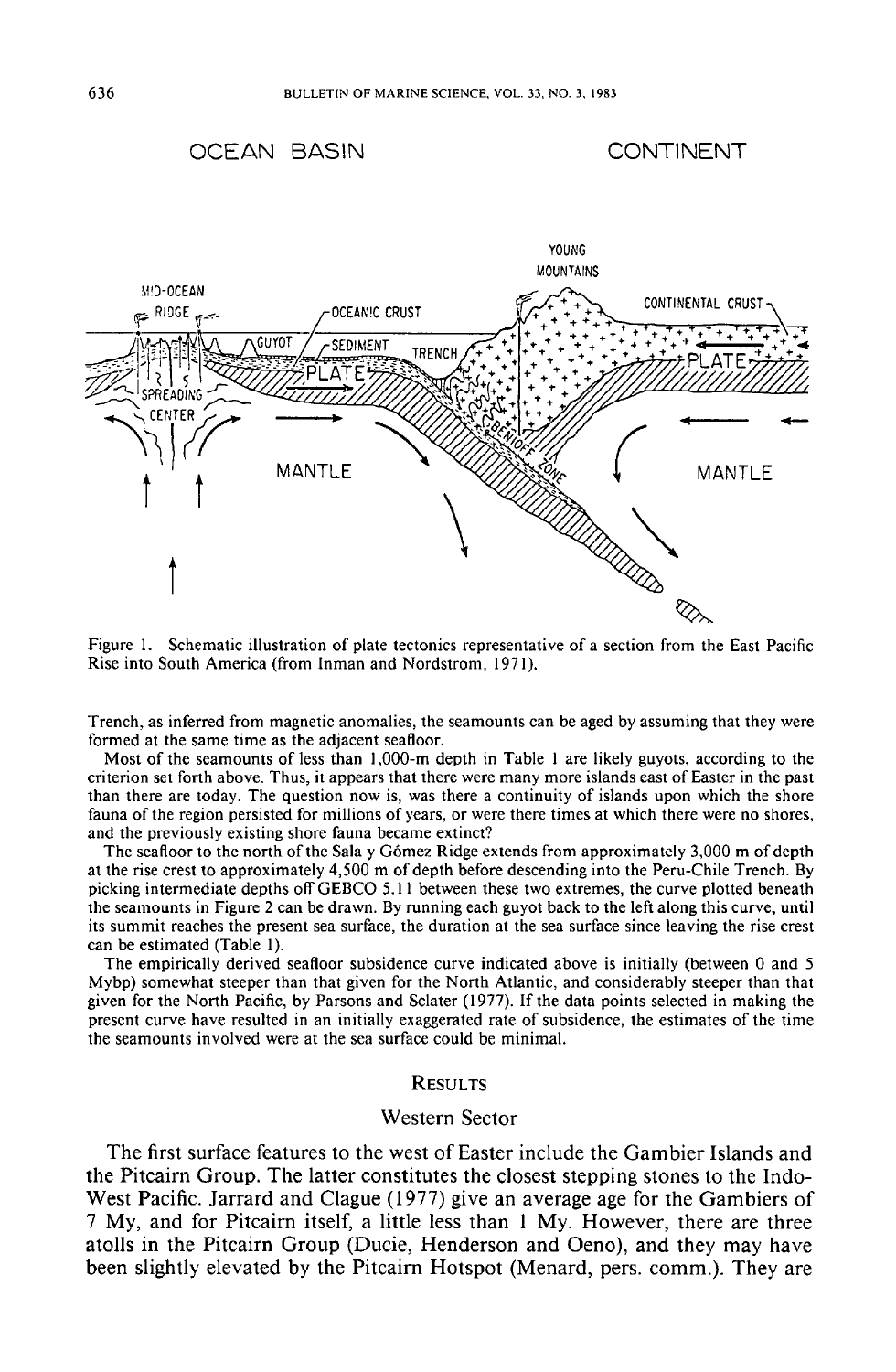Figure 1. Schematic illustration of plate tectonics representative of a section from the East Pacific Rise into South America (from Inman and Nordstrom, 1971).

Trench, as inferred from magnetic anomalies, the seamounts can be aged by assuming that they were formed at the same time as the adjacent seafloor.

Most of the seamounts of less than 1,000-m depth in Table 1 are likely guyots, according to the criterion set forth above. Thus, it appears that there were many more islands east of Easter in the past than there are today. The question now is, was there a continuity of islands upon which the shore fauna of the region persisted for millions of years, or were there times at which there were no shores, and the previously existing shore fauna became extinct?

The seafloor to the north of the Sala y Gómez Ridge extends from approximately 3,000 m of depth at the rise crest to approximately 4,500 m of depth before descending into the Peru-Chile Trench. By picking intermediate depths off GEBCO 5.11 between these two extremes, the curve plotted beneath the seamounts in Figure 2 can be drawn. By running each guyot back to the left along this curve, until its summit reaches the present sea surface, the duration at the sea surface since leaving the rise crest can be estimated (Table 1).

The empirically derived seafloor subsidence curve indicated above is initially (between 0 and 5 Mybp) somewhat steeper than that given for the North Atlantic, and considerably steeper than that given for the North Pacific, by Parsons and Sclater (1977). If the data points selected in making the present curve have resulted in an initially exaggerated rate of subsidence, the estimates of the time the seamounts involved were at the sea surface could be minimal.

## Results

### Western Sector

The first surface features to the west of Easter include the Gambier Islands and the Pitcairn Group. The latter constitutes the closest stepping stones to the Indo-West Pacific. Jarrard and Clague (1977) give an average age for the Gambiers of 7 My, and for Pitcairn itself, a little less than 1 My. However, there are three atolls in the Pitcairn Group (Ducie, Henderson and Oeno), and they may have been slightly elevated by the Pitcairn Hotspot (Menard, pers. comm.). They are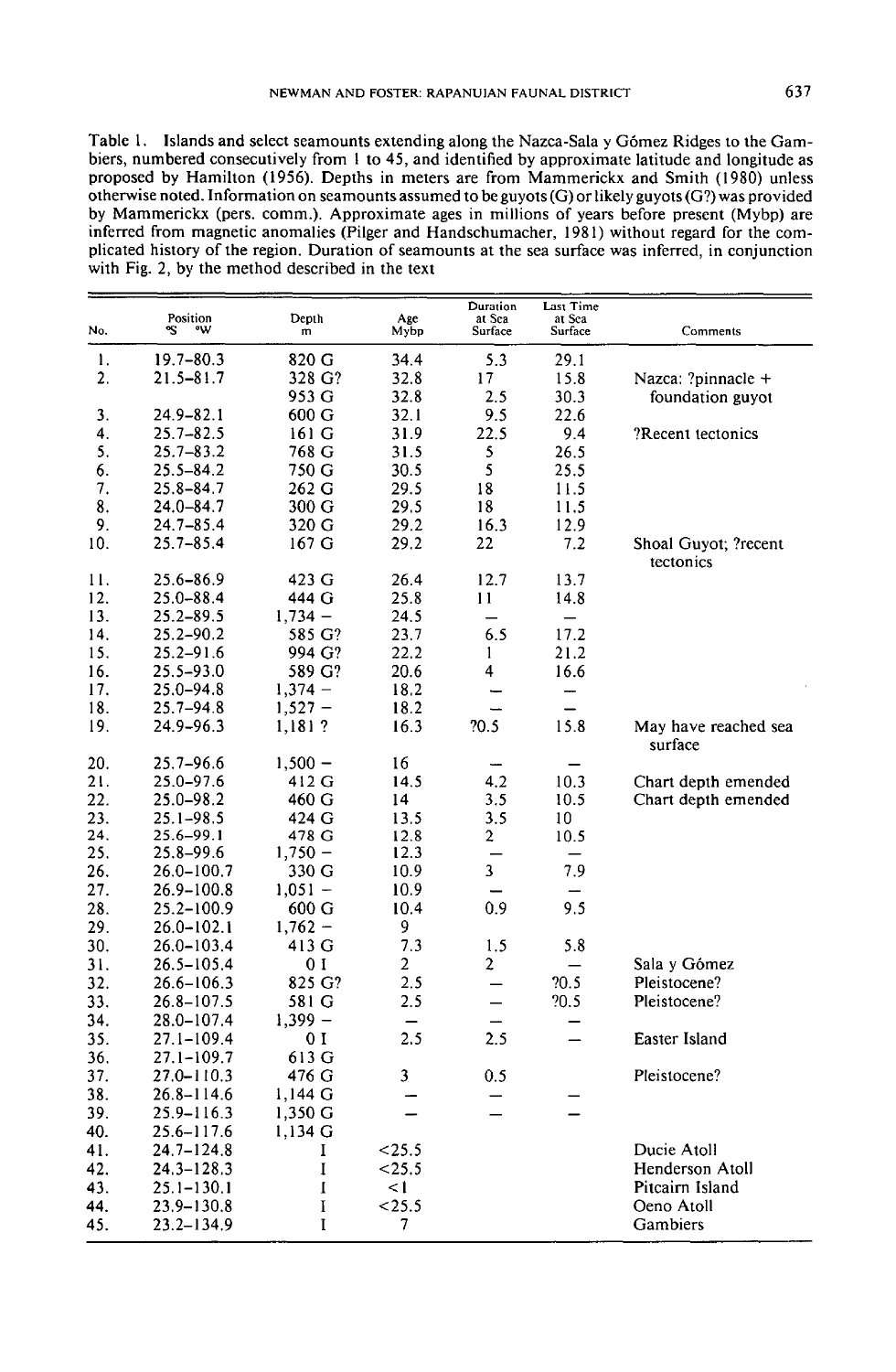Table 1. Islands and select seamounts extending along the Nazca-Sala y Gómez Ridges to the Gambiers, numbered consecutively from 1 to 45, and identified by approximate latitude and longitude as proposed by Hamilton (1956). Depths in meters are from Mammerickx and Smith (1980) unless otherwise noted. Information on seamounts assumed to be guyots (G) or likely guyots (G?) was provided by Mammerickx (pers. comm.). Approximate ages in millions of years before present (Mybp) are inferred from magnetic anomalies (Pilger and Handschumacher, 1981) without regard for the complicated history of the region. Duration of seamounts at the sea surface was inferred, in conjunction with Fig. 2, by the method described in the text

| No. | Position °S °W | Depth m | Age Mybp | Duration at Sea Surface | Last Time at Sea Surface | Comments |
|---|---|---|---|---|---|---|
| 1. | 19.7–80.3 | 820 G | 34.4 | 5.3 | 29.1 | |
| 2. | 21.5–81.7 | 328 G? | 32.8 | 17 | 15.8 | Nazca: ?pinnacle + |
| | | 953 G | 32.8 | 2.5 | 30.3 | foundation guyot |
| 3. | 24.9–82.1 | 600 G | 32.1 | 9.5 | 22.6 | |
| 4. | 25.7–82.5 | 161 G | 31.9 | 22.5 | 9.4 | ?Recent tectonics |
| 5. | 25.7–83.2 | 768 G | 31.5 | 5 | 26.5 | |
| 6. | 25.5–84.2 | 750 G | 30.5 | 5 | 25.5 | |
| 7. | 25.8–84.7 | 262 G | 29.5 | 18 | 11.5 | |
| 8. | 24.0–84.7 | 300 G | 29.5 | 18 | 11.5 | |
| 9. | 24.7–85.4 | 320 G | 29.2 | 16.3 | 12.9 | |
| 10. | 25.7–85.4 | 167 G | 29.2 | 22 | 7.2 | Shoal Guyot; ?recent tectonics |
| 11. | 25.6–86.9 | 423 G | 26.4 | 12.7 | 13.7 | |
| 12. | 25.0–88.4 | 444 G | 25.8 | 11 | 14.8 | |
| 13. | 25.2–89.5 | 1,734 – | 24.5 | – | – | |
| 14. | 25.2–90.2 | 585 G? | 23.7 | 6.5 | 17.2 | |
| 15. | 25.2–91.6 | 994 G? | 22.2 | 1 | 21.2 | |
| 16. | 25.5–93.0 | 589 G? | 20.6 | 4 | 16.6 | |
| 17. | 25.0–94.8 | 1,374 – | 18.2 | – | – | |
| 18. | 25.7–94.8 | 1,527 – | 18.2 | – | – | |
| 19. | 24.9–96.3 | 1,181 ? | 16.3 | ?0.5 | 15.8 | May have reached sea surface |
| 20. | 25.7–96.6 | 1,500 – | 16 | – | – | |
| 21. | 25.0–97.6 | 412 G | 14.5 | 4.2 | 10.3 | Chart depth emended |
| 22. | 25.0–98.2 | 460 G | 14 | 3.5 | 10.5 | Chart depth emended |
| 23. | 25.1–98.5 | 424 G | 13.5 | 3.5 | 10 | |
| 24. | 25.6–99.1 | 478 G | 12.8 | 2 | 10.5 | |
| 25. | 25.8–99.6 | 1,750 – | 12.3 | – | – | |
| 26. | 26.0–100.7 | 330 G | 10.9 | 3 | 7.9 | |
| 27. | 26.9–100.8 | 1,051 – | 10.9 | – | – | |
| 28. | 25.2–100.9 | 600 G | 10.4 | 0.9 | 9.5 | |
| 29. | 26.0–102.1 | 1,762 – | 9 | | | |
| 30. | 26.0–103.4 | 413 G | 7.3 | 1.5 | 5.8 | |
| 31. | 26.5–105.4 | 0 I | 2 | 2 | – | Sala y Gómez |
| 32. | 26.6–106.3 | 825 G? | 2.5 | – | ?0.5 | Pleistocene? |
| 33. | 26.8–107.5 | 581 G | 2.5 | – | ?0.5 | Pleistocene? |
| 34. | 28.0–107.4 | 1,399 – | – | – | – | |
| 35. | 27.1–109.4 | 0 I | 2.5 | 2.5 | – | Easter Island |
| 36. | 27.1–109.7 | 613 G | | | | |
| 37. | 27.0–110.3 | 476 G | 3 | 0.5 | | Pleistocene? |
| 38. | 26.8–114.6 | 1,144 G | – | – | – | |
| 39. | 25.9–116.3 | 1,350 G | – | – | – | |
| 40. | 25.6–117.6 | 1,134 G | | | | |
| 41. | 24.7–124.8 | I | <25.5 | | | Ducie Atoll |
| 42. | 24.3–128.3 | I | <25.5 | | | Henderson Atoll |
| 43. | 25.1–130.1 | I | <1 | | | Pitcairn Island |
| 44. | 23.9–130.8 | I | <25.5 | | | Oeno Atoll |
| 45. | 23.2–134.9 | I | 7 | | | Gambiers |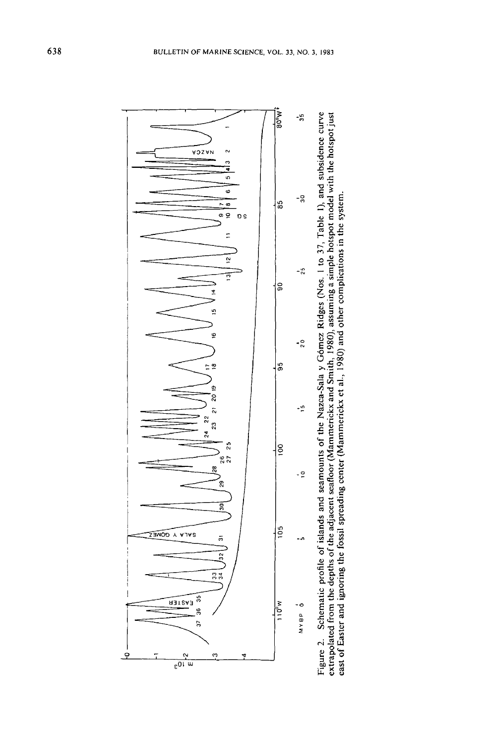Figure 2. Schematic profile of islands and seamounts of the Nazca-Sala y Gómez Ridges (Nos. 1 to 37, Table 1), and subsidence curve extrapolated from the depths of the adjacent seafloor (Mammerickx and Smith, 1980), assuming a simple hotspot model with the hotspot just east of Easter and ignoring the fossil spreading center (Mammerickx et al., 1980) and other complications in the system.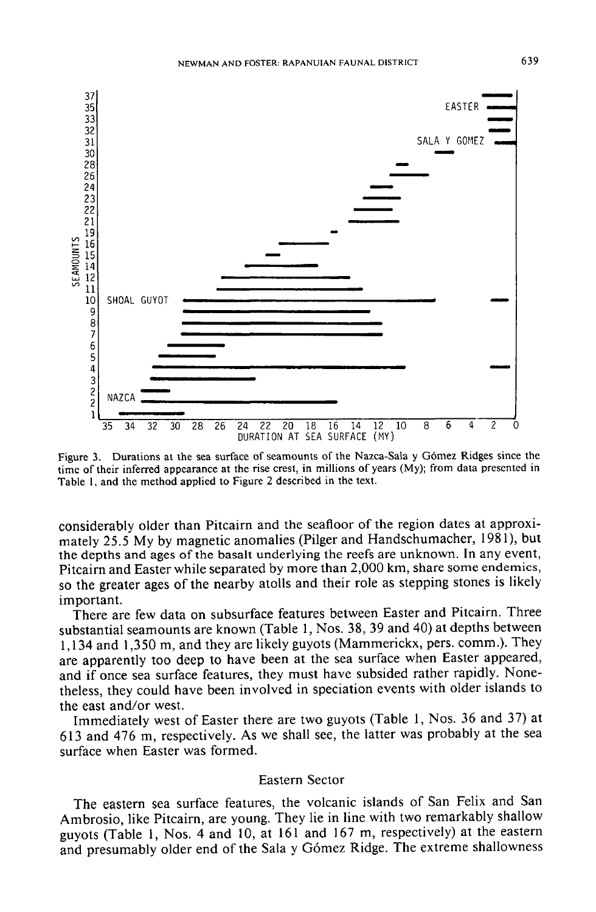Figure 3. Durations at the sea surface of seamounts of the Nazca-Sala y Gómez Ridges since the time of their inferred appearance at the rise crest, in millions of years (My); from data presented in Table 1, and the method applied to Figure 2 described in the text.

considerably older than Pitcairn and the seafloor of the region dates at approximately 25.5 My by magnetic anomalies (Pilger and Handschumacher, 1981), but the depths and ages of the basalt underlying the reefs are unknown. In any event, Pitcairn and Easter while separated by more than 2,000 km, share some endemics, so the greater ages of the nearby atolls and their role as stepping stones is likely important.

There are few data on subsurface features between Easter and Pitcairn. Three substantial seamounts are known (Table 1, Nos. 38, 39 and 40) at depths between 1,134 and 1,350 m, and they are likely guyots (Mammerickx, pers. comm.). They are apparently too deep to have been at the sea surface when Easter appeared, and if once sea surface features, they must have subsided rather rapidly. Nonetheless, they could have been involved in speciation events with older islands to the east and/or west.

Immediately west of Easter there are two guyots (Table 1, Nos. 36 and 37) at 613 and 476 m, respectively. As we shall see, the latter was probably at the sea surface when Easter was formed.

## Eastern Sector

The eastern sea surface features, the volcanic islands of San Felix and San Ambrosio, like Pitcairn, are young. They lie in line with two remarkably shallow guyots (Table 1, Nos. 4 and 10, at 161 and 167 m, respectively) at the eastern and presumably older end of the Sala y Gómez Ridge. The extreme shallowness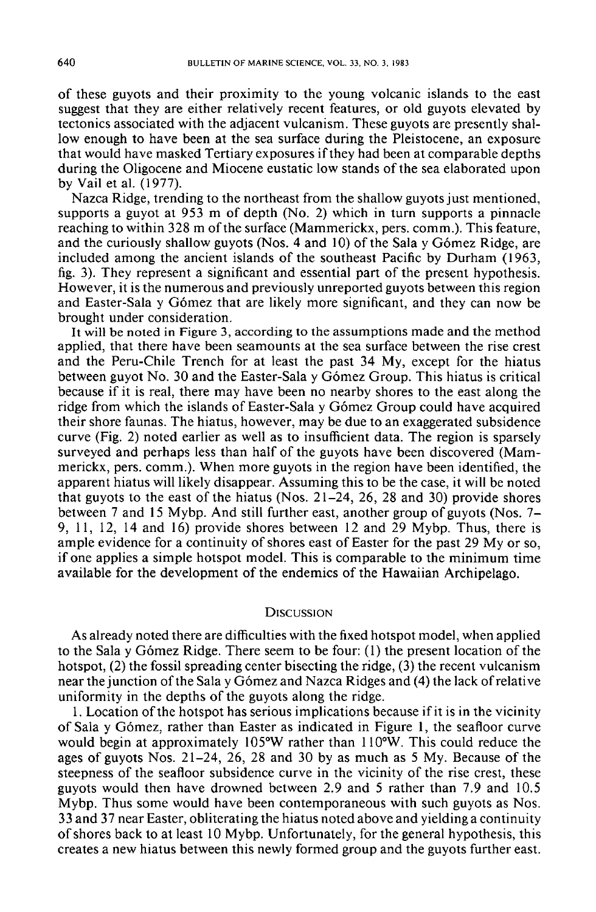of these guyots and their proximity to the young volcanic islands to the east suggest that they are either relatively recent features, or old guyots elevated by tectonics associated with the adjacent vulcanism. These guyots are presently shallow enough to have been at the sea surface during the Pleistocene, an exposure that would have masked Tertiary exposures if they had been at comparable depths during the Oligocene and Miocene eustatic low stands of the sea elaborated upon by Vail et al. (1977).

Nazca Ridge, trending to the northeast from the shallow guyots just mentioned, supports a guyot at 953 m of depth (No. 2) which in turn supports a pinnacle reaching to within 328 m of the surface (Mammerickx, pers. comm.). This feature, and the curiously shallow guyots (Nos. 4 and 10) of the Sala y Gómez Ridge, are included among the ancient islands of the southeast Pacific by Durham (1963, fig. 3). They represent a significant and essential part of the present hypothesis. However, it is the numerous and previously unreported guyots between this region and Easter-Sala y Gómez that are likely more significant, and they can now be brought under consideration.

It will be noted in Figure 3, according to the assumptions made and the method applied, that there have been seamounts at the sea surface between the rise crest and the Peru-Chile Trench for at least the past 34 My, except for the hiatus between guyot No. 30 and the Easter-Sala y Gómez Group. This hiatus is critical because if it is real, there may have been no nearby shores to the east along the ridge from which the islands of Easter-Sala y Gómez Group could have acquired their shore faunas. The hiatus, however, may be due to an exaggerated subsidence curve (Fig. 2) noted earlier as well as to insufficient data. The region is sparsely surveyed and perhaps less than half of the guyots have been discovered (Mammerickx, pers. comm.). When more guyots in the region have been identified, the apparent hiatus will likely disappear. Assuming this to be the case, it will be noted that guyots to the east of the hiatus (Nos. 21–24, 26, 28 and 30) provide shores between 7 and 15 Mybp. And still further east, another group of guyots (Nos. 7–9, 11, 12, 14 and 16) provide shores between 12 and 29 Mybp. Thus, there is ample evidence for a continuity of shores east of Easter for the past 29 My or so, if one applies a simple hotspot model. This is comparable to the minimum time available for the development of the endemics of the Hawaiian Archipelago.

## Discussion

As already noted there are difficulties with the fixed hotspot model, when applied to the Sala y Gómez Ridge. There seem to be four: (1) the present location of the hotspot, (2) the fossil spreading center bisecting the ridge, (3) the recent vulcanism near the junction of the Sala y Gómez and Nazca Ridges and (4) the lack of relative uniformity in the depths of the guyots along the ridge.

1. Location of the hotspot has serious implications because if it is in the vicinity of Sala y Gómez, rather than Easter as indicated in Figure 1, the seafloor curve would begin at approximately 105°W rather than 110°W. This could reduce the ages of guyots Nos. 21–24, 26, 28 and 30 by as much as 5 My. Because of the steepness of the seafloor subsidence curve in the vicinity of the rise crest, these guyots would then have drowned between 2.9 and 5 rather than 7.9 and 10.5 Mybp. Thus some would have been contemporaneous with such guyots as Nos. 33 and 37 near Easter, obliterating the hiatus noted above and yielding a continuity of shores back to at least 10 Mybp. Unfortunately, for the general hypothesis, this creates a new hiatus between this newly formed group and the guyots further east.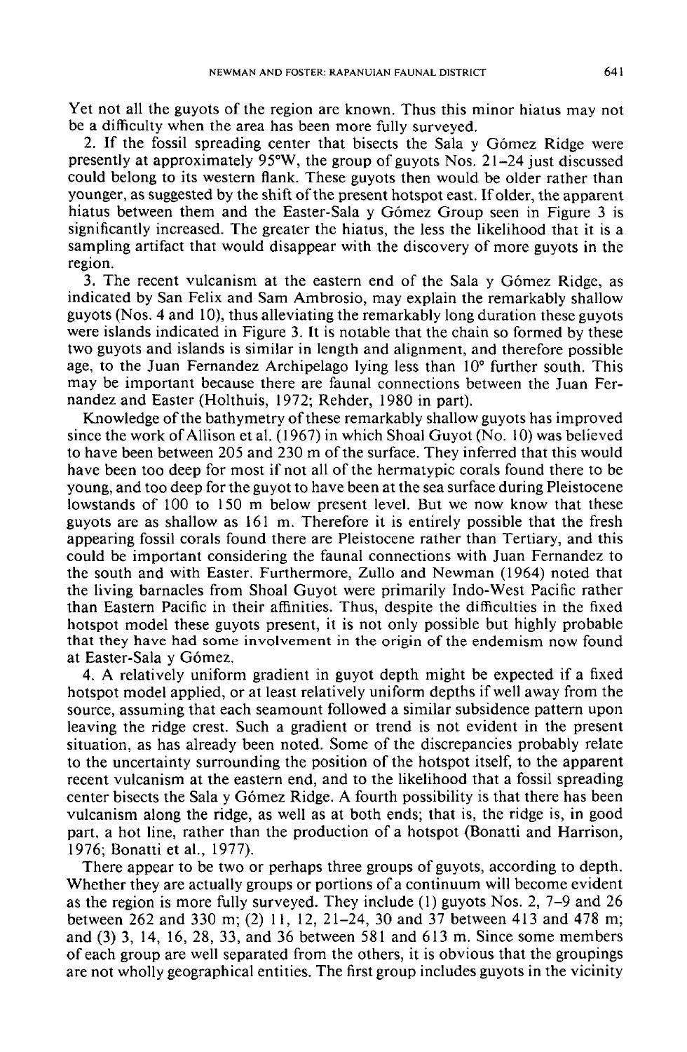Yet not all the guyots of the region are known. Thus this minor hiatus may not be a difficulty when the area has been more fully surveyed.

2. If the fossil spreading center that bisects the Sala y Gómez Ridge were presently at approximately 95°W, the group of guyots Nos. 21–24 just discussed could belong to its western flank. These guyots then would be older rather than younger, as suggested by the shift of the present hotspot east. If older, the apparent hiatus between them and the Easter-Sala y Gómez Group seen in Figure 3 is significantly increased. The greater the hiatus, the less the likelihood that it is a sampling artifact that would disappear with the discovery of more guyots in the region.

3. The recent vulcanism at the eastern end of the Sala y Gómez Ridge, as indicated by San Felix and Sam Ambrosio, may explain the remarkably shallow guyots (Nos. 4 and 10), thus alleviating the remarkably long duration these guyots were islands indicated in Figure 3. It is notable that the chain so formed by these two guyots and islands is similar in length and alignment, and therefore possible age, to the Juan Fernandez Archipelago lying less than 10° further south. This may be important because there are faunal connections between the Juan Fernandez and Easter (Holthuis, 1972; Rehder, 1980 in part).

Knowledge of the bathymetry of these remarkably shallow guyots has improved since the work of Allison et al. (1967) in which Shoal Guyot (No. 10) was believed to have been between 205 and 230 m of the surface. They inferred that this would have been too deep for most if not all of the hermatypic corals found there to be young, and too deep for the guyot to have been at the sea surface during Pleistocene lowstands of 100 to 150 m below present level. But we now know that these guyots are as shallow as 161 m. Therefore it is entirely possible that the fresh appearing fossil corals found there are Pleistocene rather than Tertiary, and this could be important considering the faunal connections with Juan Fernandez to the south and with Easter. Furthermore, Zullo and Newman (1964) noted that the living barnacles from Shoal Guyot were primarily Indo-West Pacific rather than Eastern Pacific in their affinities. Thus, despite the difficulties in the fixed hotspot model these guyots present, it is not only possible but highly probable that they have had some involvement in the origin of the endemism now found at Easter-Sala y Gómez.

4. A relatively uniform gradient in guyot depth might be expected if a fixed hotspot model applied, or at least relatively uniform depths if well away from the source, assuming that each seamount followed a similar subsidence pattern upon leaving the ridge crest. Such a gradient or trend is not evident in the present situation, as has already been noted. Some of the discrepancies probably relate to the uncertainty surrounding the position of the hotspot itself, to the apparent recent vulcanism at the eastern end, and to the likelihood that a fossil spreading center bisects the Sala y Gómez Ridge. A fourth possibility is that there has been vulcanism along the ridge, as well as at both ends; that is, the ridge is, in good part, a hot line, rather than the production of a hotspot (Bonatti and Harrison, 1976; Bonatti et al., 1977).

There appear to be two or perhaps three groups of guyots, according to depth. Whether they are actually groups or portions of a continuum will become evident as the region is more fully surveyed. They include (1) guyots Nos. 2, 7–9 and 26 between 262 and 330 m; (2) 11, 12, 21–24, 30 and 37 between 413 and 478 m; and (3) 3, 14, 16, 28, 33, and 36 between 581 and 613 m. Since some members of each group are well separated from the others, it is obvious that the groupings are not wholly geographical entities. The first group includes guyots in the vicinity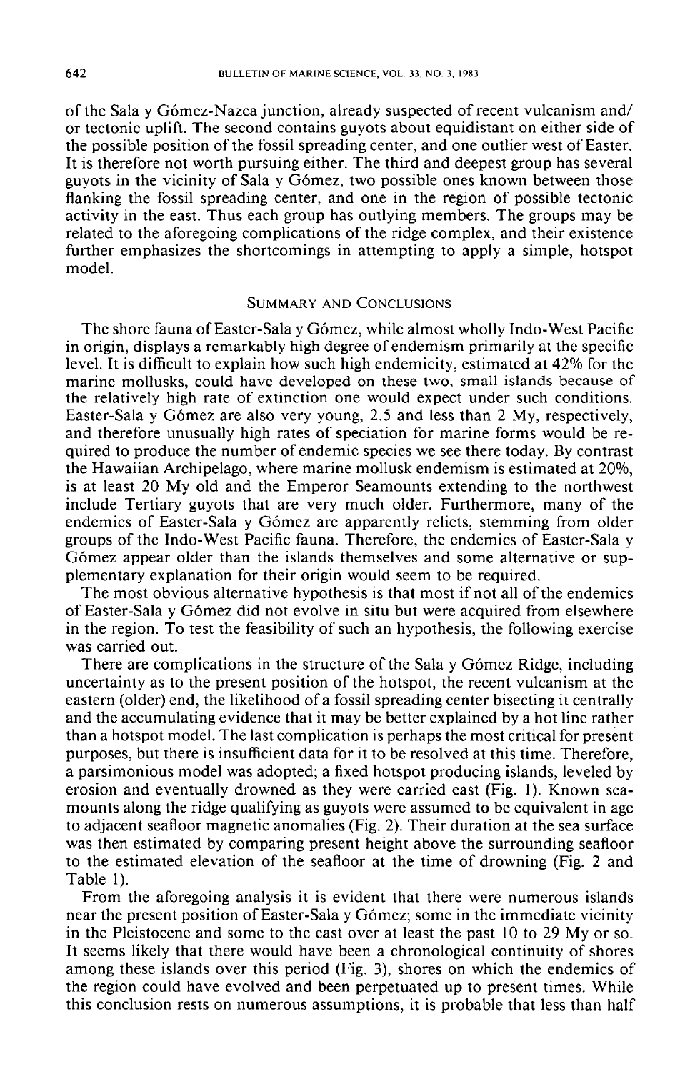of the Sala y Gómez-Nazca junction, already suspected of recent vulcanism and/or tectonic uplift. The second contains guyots about equidistant on either side of the possible position of the fossil spreading center, and one outlier west of Easter. It is therefore not worth pursuing either. The third and deepest group has several guyots in the vicinity of Sala y Gómez, two possible ones known between those flanking the fossil spreading center, and one in the region of possible tectonic activity in the east. Thus each group has outlying members. The groups may be related to the aforegoing complications of the ridge complex, and their existence further emphasizes the shortcomings in attempting to apply a simple, hotspot model.

## Summary and Conclusions

The shore fauna of Easter-Sala y Gómez, while almost wholly Indo-West Pacific in origin, displays a remarkably high degree of endemism primarily at the specific level. It is difficult to explain how such high endemicity, estimated at 42% for the marine mollusks, could have developed on these two, small islands because of the relatively high rate of extinction one would expect under such conditions. Easter-Sala y Gómez are also very young, 2.5 and less than 2 My, respectively, and therefore unusually high rates of speciation for marine forms would be required to produce the number of endemic species we see there today. By contrast the Hawaiian Archipelago, where marine mollusk endemism is estimated at 20%, is at least 20 My old and the Emperor Seamounts extending to the northwest include Tertiary guyots that are very much older. Furthermore, many of the endemics of Easter-Sala y Gómez are apparently relicts, stemming from older groups of the Indo-West Pacific fauna. Therefore, the endemics of Easter-Sala y Gómez appear older than the islands themselves and some alternative or supplementary explanation for their origin would seem to be required.

The most obvious alternative hypothesis is that most if not all of the endemics of Easter-Sala y Gómez did not evolve in situ but were acquired from elsewhere in the region. To test the feasibility of such an hypothesis, the following exercise was carried out.

There are complications in the structure of the Sala y Gómez Ridge, including uncertainty as to the present position of the hotspot, the recent vulcanism at the eastern (older) end, the likelihood of a fossil spreading center bisecting it centrally and the accumulating evidence that it may be better explained by a hot line rather than a hotspot model. The last complication is perhaps the most critical for present purposes, but there is insufficient data for it to be resolved at this time. Therefore, a parsimonious model was adopted; a fixed hotspot producing islands, leveled by erosion and eventually drowned as they were carried east (Fig. 1). Known seamounts along the ridge qualifying as guyots were assumed to be equivalent in age to adjacent seafloor magnetic anomalies (Fig. 2). Their duration at the sea surface was then estimated by comparing present height above the surrounding seafloor to the estimated elevation of the seafloor at the time of drowning (Fig. 2 and Table 1).

From the aforegoing analysis it is evident that there were numerous islands near the present position of Easter-Sala y Gómez; some in the immediate vicinity in the Pleistocene and some to the east over at least the past 10 to 29 My or so. It seems likely that there would have been a chronological continuity of shores among these islands over this period (Fig. 3), shores on which the endemics of the region could have evolved and been perpetuated up to present times. While this conclusion rests on numerous assumptions, it is probable that less than half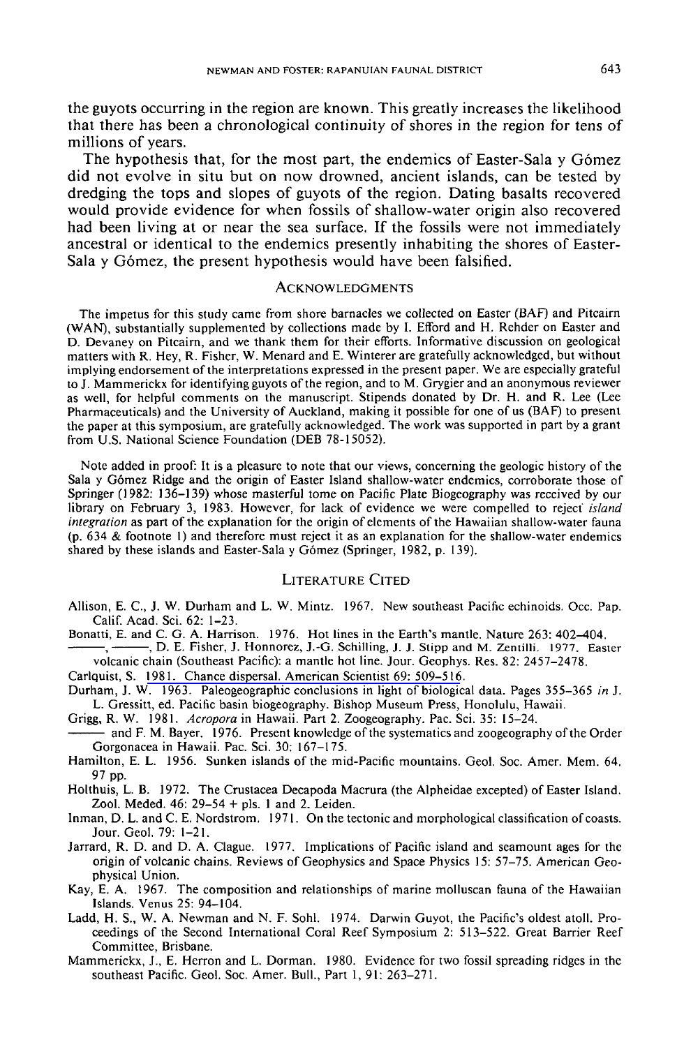the guyots occurring in the region are known. This greatly increases the likelihood that there has been a chronological continuity of shores in the region for tens of millions of years.

The hypothesis that, for the most part, the endemics of Easter-Sala y Gómez did not evolve in situ but on now drowned, ancient islands, can be tested by dredging the tops and slopes of guyots of the region. Dating basalts recovered would provide evidence for when fossils of shallow-water origin also recovered had been living at or near the sea surface. If the fossils were not immediately ancestral or identical to the endemics presently inhabiting the shores of Easter-Sala y Gómez, the present hypothesis would have been falsified.

## Acknowledgments

The impetus for this study came from shore barnacles we collected on Easter (BAF) and Pitcairn (WAN), substantially supplemented by collections made by I. Efford and H. Rehder on Easter and D. Devaney on Pitcairn, and we thank them for their efforts. Informative discussion on geological matters with R. Hey, R. Fisher, W. Menard and E. Winterer are gratefully acknowledged, but without implying endorsement of the interpretations expressed in the present paper. We are especially grateful to J. Mammerickx for identifying guyots of the region, and to M. Grygier and an anonymous reviewer as well, for helpful comments on the manuscript. Stipends donated by Dr. H. and R. Lee (Lee Pharmaceuticals) and the University of Auckland, making it possible for one of us (BAF) to present the paper at this symposium, are gratefully acknowledged. The work was supported in part by a grant from U.S. National Science Foundation (DEB 78-15052).

Note added in proof: It is a pleasure to note that our views, concerning the geologic history of the Sala y Gómez Ridge and the origin of Easter Island shallow-water endemics, corroborate those of Springer (1982: 136–139) whose masterful tome on Pacific Plate Biogeography was received by our library on February 3, 1983. However, for lack of evidence we were compelled to reject *island integration* as part of the explanation for the origin of elements of the Hawaiian shallow-water fauna (p. 634 & footnote 1) and therefore must reject it as an explanation for the shallow-water endemics shared by these islands and Easter-Sala y Gómez (Springer, 1982, p. 139).

## Literature Cited

Allison, E. C., J. W. Durham and L. W. Mintz. 1967. New southeast Pacific echinoids. Occ. Pap. Calif. Acad. Sci. 62: 1–23.

Bonatti, E. and C. G. A. Harrison. 1976. Hot lines in the Earth's mantle. Nature 263: 402–404.

———, ———, D. E. Fisher, J. Honnorez, J.-G. Schilling, J. J. Stipp and M. Zentilli. 1977. Easter volcanic chain (Southeast Pacific): a mantle hot line. Jour. Geophys. Res. 82: 2457–2478.

Carlquist, S. 1981. Chance dispersal. American Scientist 69: 509–516.

Durham, J. W. 1963. Paleogeographic conclusions in light of biological data. Pages 355–365 *in* J. L. Gressitt, ed. Pacific basin biogeography. Bishop Museum Press, Honolulu, Hawaii.

Grigg, R. W. 1981. *Acropora* in Hawaii. Part 2. Zoogeography. Pac. Sci. 35: 15–24.

——— and F. M. Bayer. 1976. Present knowledge of the systematics and zoogeography of the Order Gorgonacea in Hawaii. Pac. Sci. 30: 167–175.

Hamilton, E. L. 1956. Sunken islands of the mid-Pacific mountains. Geol. Soc. Amer. Mem. 64. 97 pp.

Holthuis, L. B. 1972. The Crustacea Decapoda Macrura (the Alpheidae excepted) of Easter Island. Zool. Meded. 46: 29–54 + pls. 1 and 2. Leiden.

Inman, D. L. and C. E. Nordstrom. 1971. On the tectonic and morphological classification of coasts. Jour. Geol. 79: 1–21.

Jarrard, R. D. and D. A. Clague. 1977. Implications of Pacific island and seamount ages for the origin of volcanic chains. Reviews of Geophysics and Space Physics 15: 57–75. American Geophysical Union.

Kay, E. A. 1967. The composition and relationships of marine molluscan fauna of the Hawaiian Islands. Venus 25: 94–104.

Ladd, H. S., W. A. Newman and N. F. Sohl. 1974. Darwin Guyot, the Pacific's oldest atoll. Proceedings of the Second International Coral Reef Symposium 2: 513–522. Great Barrier Reef Committee, Brisbane.

Mammerickx, J., E. Herron and L. Dorman. 1980. Evidence for two fossil spreading ridges in the southeast Pacific. Geol. Soc. Amer. Bull., Part 1, 91: 263–271.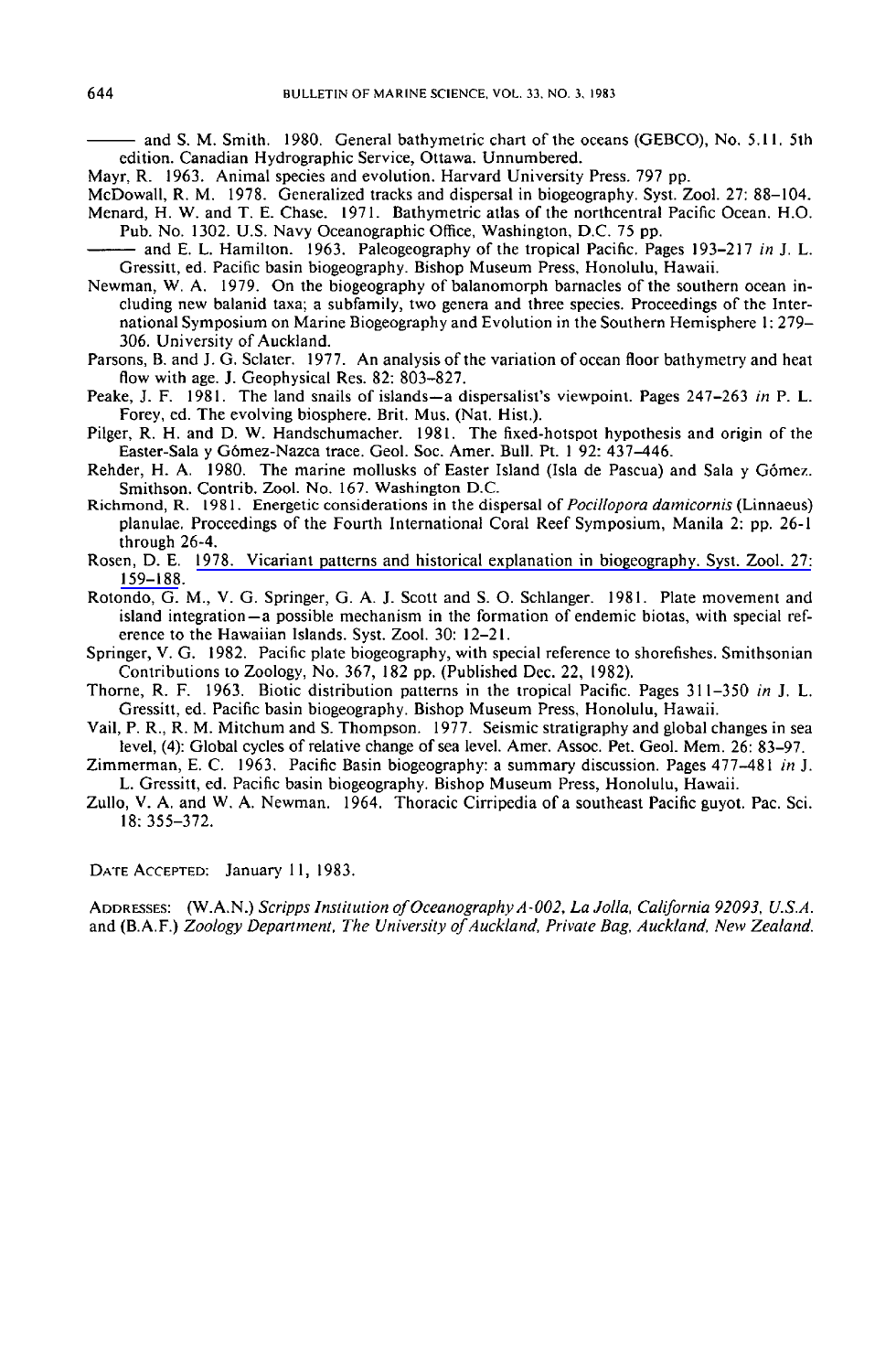——— and S. M. Smith. 1980. General bathymetric chart of the oceans (GEBCO), No. 5.11. 5th edition. Canadian Hydrographic Service, Ottawa. Unnumbered.

Mayr, R. 1963. Animal species and evolution. Harvard University Press. 797 pp.

McDowall, R. M. 1978. Generalized tracks and dispersal in biogeography. Syst. Zool. 27: 88–104.

Menard, H. W. and T. E. Chase. 1971. Bathymetric atlas of the northcentral Pacific Ocean. H.O. Pub. No. 1302. U.S. Navy Oceanographic Office, Washington, D.C. 75 pp.

——— and E. L. Hamilton. 1963. Paleogeography of the tropical Pacific. Pages 193–217 *in* J. L. Gressitt, ed. Pacific basin biogeography. Bishop Museum Press, Honolulu, Hawaii.

Newman, W. A. 1979. On the biogeography of balanomorph barnacles of the southern ocean including new balanid taxa; a subfamily, two genera and three species. Proceedings of the International Symposium on Marine Biogeography and Evolution in the Southern Hemisphere 1: 279–306. University of Auckland.

Parsons, B. and J. G. Sclater. 1977. An analysis of the variation of ocean floor bathymetry and heat flow with age. J. Geophysical Res. 82: 803–827.

Peake, J. F. 1981. The land snails of islands—a dispersalist's viewpoint. Pages 247–263 *in* P. L. Forey, ed. The evolving biosphere. Brit. Mus. (Nat. Hist.).

Pilger, R. H. and D. W. Handschumacher. 1981. The fixed-hotspot hypothesis and origin of the Easter-Sala y Gómez-Nazca trace. Geol. Soc. Amer. Bull. Pt. 1 92: 437–446.

Rehder, H. A. 1980. The marine mollusks of Easter Island (Isla de Pascua) and Sala y Gómez. Smithson. Contrib. Zool. No. 167. Washington D.C.

Richmond, R. 1981. Energetic considerations in the dispersal of *Pocillopora damicornis* (Linnaeus) planulae. Proceedings of the Fourth International Coral Reef Symposium, Manila 2: pp. 26-1 through 26-4.

Rosen, D. E. 1978. Vicariant patterns and historical explanation in biogeography. Syst. Zool. 27: 159–188.

Rotondo, G. M., V. G. Springer, G. A. J. Scott and S. O. Schlanger. 1981. Plate movement and island integration—a possible mechanism in the formation of endemic biotas, with special reference to the Hawaiian Islands. Syst. Zool. 30: 12–21.

Springer, V. G. 1982. Pacific plate biogeography, with special reference to shorefishes. Smithsonian Contributions to Zoology, No. 367, 182 pp. (Published Dec. 22, 1982).

Thorne, R. F. 1963. Biotic distribution patterns in the tropical Pacific. Pages 311–350 *in* J. L. Gressitt, ed. Pacific basin biogeography. Bishop Museum Press, Honolulu, Hawaii.

Vail, P. R., R. M. Mitchum and S. Thompson. 1977. Seismic stratigraphy and global changes in sea level, (4): Global cycles of relative change of sea level. Amer. Assoc. Pet. Geol. Mem. 26: 83–97.

Zimmerman, E. C. 1963. Pacific Basin biogeography: a summary discussion. Pages 477–481 *in* J. L. Gressitt, ed. Pacific basin biogeography. Bishop Museum Press, Honolulu, Hawaii.

Zullo, V. A. and W. A. Newman. 1964. Thoracic Cirripedia of a southeast Pacific guyot. Pac. Sci. 18: 355–372.

DATE ACCEPTED: January 11, 1983.

ADDRESSES: (W.A.N.) *Scripps Institution of Oceanography A-002, La Jolla, California 92093, U.S.A.* and (B.A.F.) *Zoology Department, The University of Auckland, Private Bag, Auckland, New Zealand.*